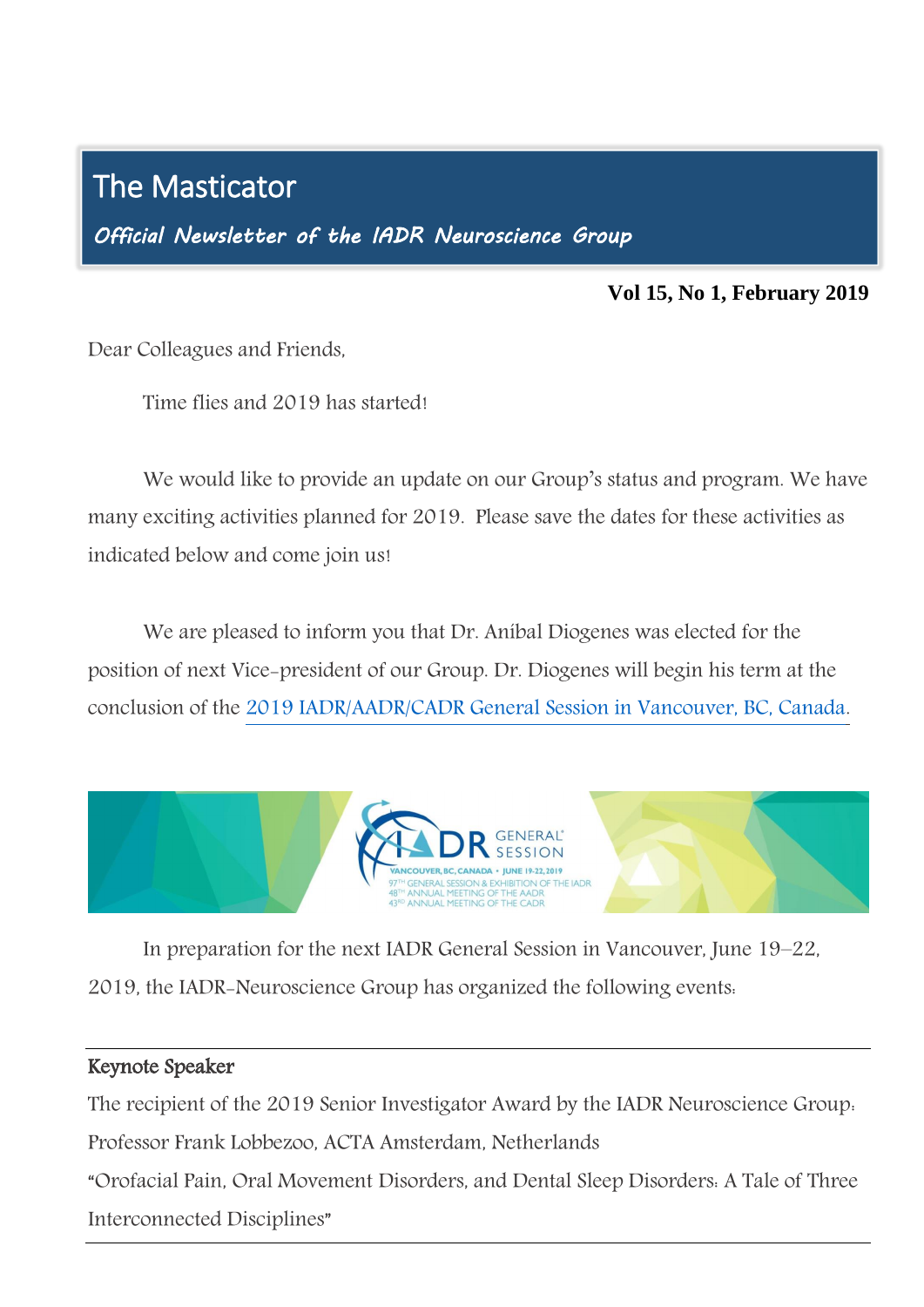# The Masticator

*Official Newsletter of the IADR Neuroscience Group*

**Vol 15, No 1, February 2019**

Dear Colleagues and Friends,

Time flies and 2019 has started!

We would like to provide an update on our Group's status and program. We have many exciting activities planned for 2019. Please save the dates for these activities as indicated below and come join us!

We are pleased to inform you that Dr. Aníbal Diogenes was elected for the position of next Vice-president of our Group. Dr. Diogenes will begin his term at the conclusion of the 2019 IADR/AADR/CADR General Session in Vancouver, BC, Canada.

In preparation for the next IADR General Session in Vancouver, June 19–22, 2019, the IADR-Neuroscience Group has organized the following events:

---

**Keynote Speaker**

The recipient of the 2019 Senior Investigator Award by the IADR Neuroscience Group: Professor Frank Lobbezoo, ACTA Amsterdam, Netherlands

"Orofacial Pain, Oral Movement Disorders, and Dental Sleep Disorders: A Tale of Three Interconnected Disciplines"

---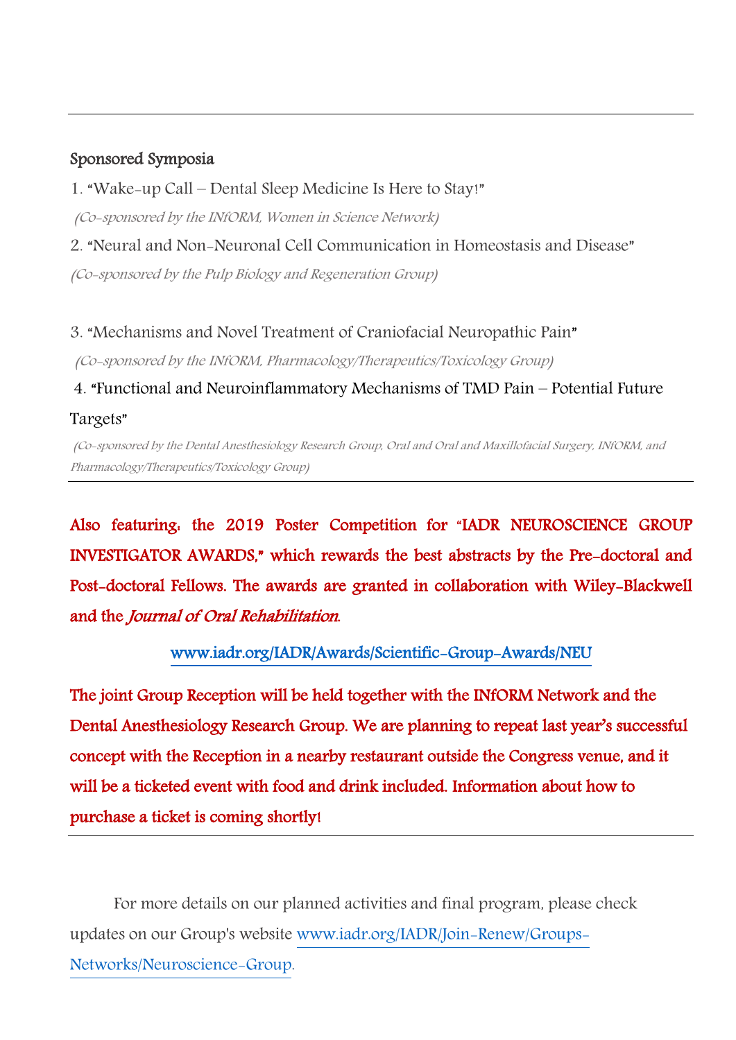---

**Sponsored Symposia**

1. "Wake-up Call – Dental Sleep Medicine Is Here to Stay!"
 *(Co-sponsored by the INfORM, Women in Science Network)*
2. "Neural and Non-Neuronal Cell Communication in Homeostasis and Disease"
 *(Co-sponsored by the Pulp Biology and Regeneration Group)*

3. "Mechanisms and Novel Treatment of Craniofacial Neuropathic Pain"
 *(Co-sponsored by the INfORM, Pharmacology/Therapeutics/Toxicology Group)*
4. "Functional and Neuroinflammatory Mechanisms of TMD Pain – Potential Future Targets"
 *(Co-sponsored by the Dental Anesthesiology Research Group, Oral and Oral and Maxillofacial Surgery, INfORM, and Pharmacology/Therapeutics/Toxicology Group)*

---

**Also featuring: the 2019 Poster Competition for "IADR NEUROSCIENCE GROUP INVESTIGATOR AWARDS," which rewards the best abstracts by the Pre-doctoral and Post-doctoral Fellows. The awards are granted in collaboration with Wiley-Blackwell and the *Journal of Oral Rehabilitation*.**

www.iadr.org/IADR/Awards/Scientific-Group-Awards/NEU

**The joint Group Reception will be held together with the INfORM Network and the Dental Anesthesiology Research Group. We are planning to repeat last year's successful concept with the Reception in a nearby restaurant outside the Congress venue, and it will be a ticketed event with food and drink included. Information about how to purchase a ticket is coming shortly!**

---

For more details on our planned activities and final program, please check updates on our Group's website www.iadr.org/IADR/Join-Renew/Groups-Networks/Neuroscience-Group.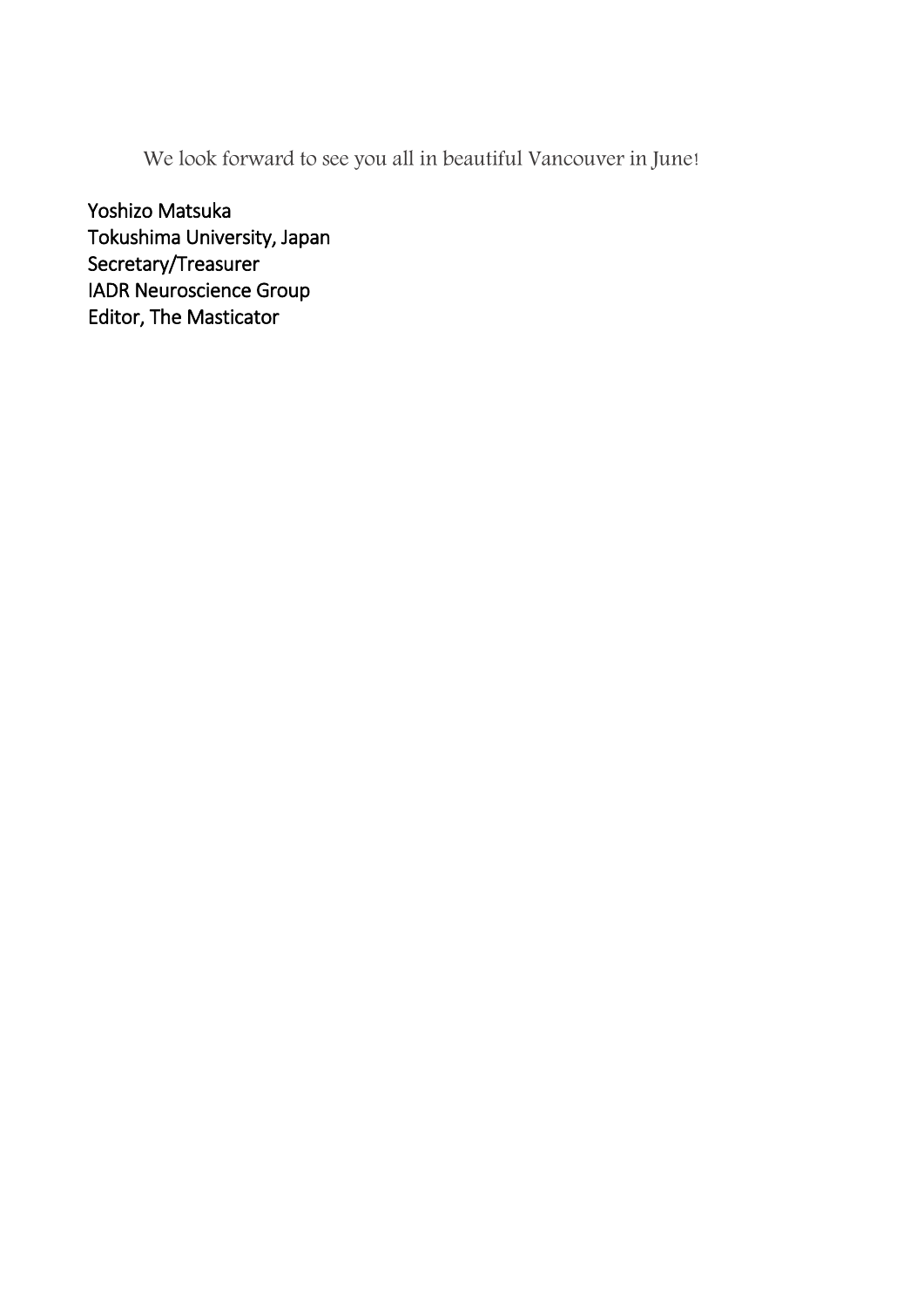We look forward to see you all in beautiful Vancouver in June!

Yoshizo Matsuka
Tokushima University, Japan
Secretary/Treasurer
IADR Neuroscience Group
Editor, The Masticator